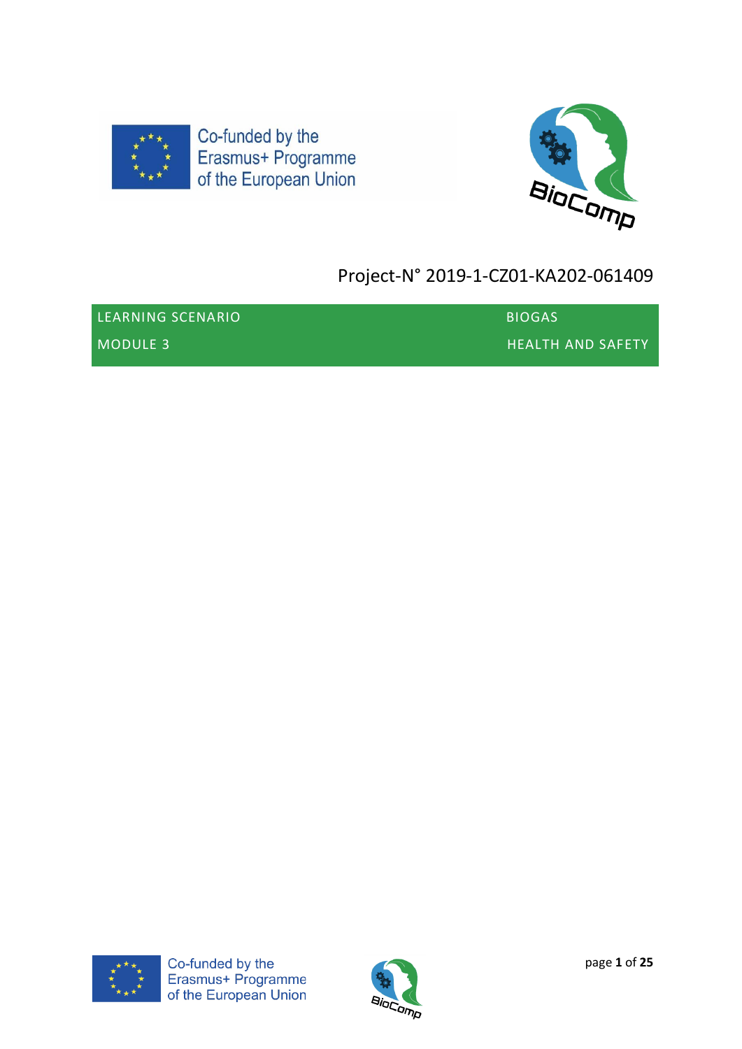Co-funded by the Erasmus+ Programme of the European Union

Project-N° 2019-1-CZ01-KA202-061409

| LEARNING SCENARIO | BIOGAS |
| --- | --- |
| MODULE 3 | HEALTH AND SAFETY |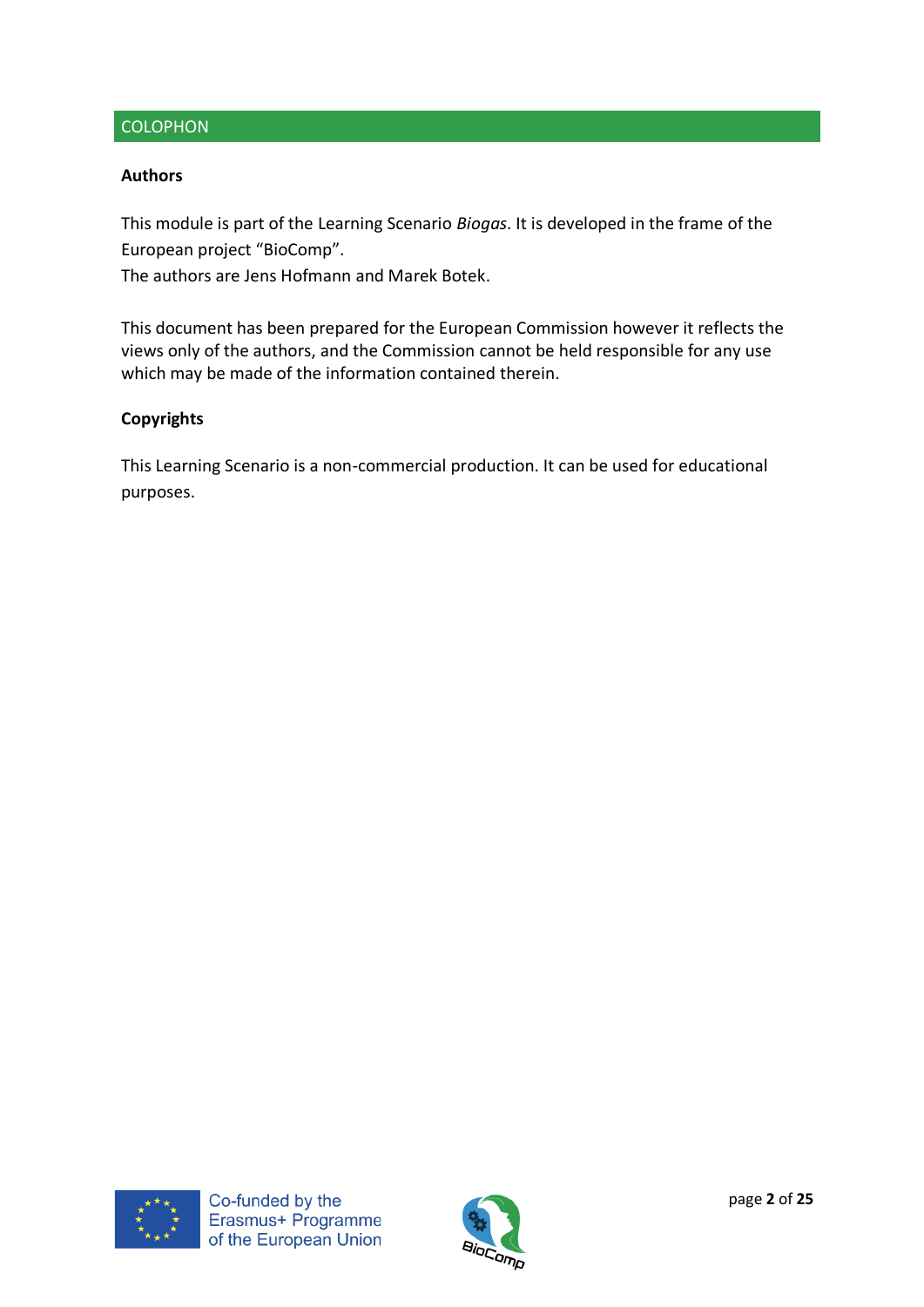## COLOPHON

**Authors**

This module is part of the Learning Scenario *Biogas*. It is developed in the frame of the European project "BioComp".
The authors are Jens Hofmann and Marek Botek.

This document has been prepared for the European Commission however it reflects the views only of the authors, and the Commission cannot be held responsible for any use which may be made of the information contained therein.

**Copyrights**

This Learning Scenario is a non-commercial production. It can be used for educational purposes.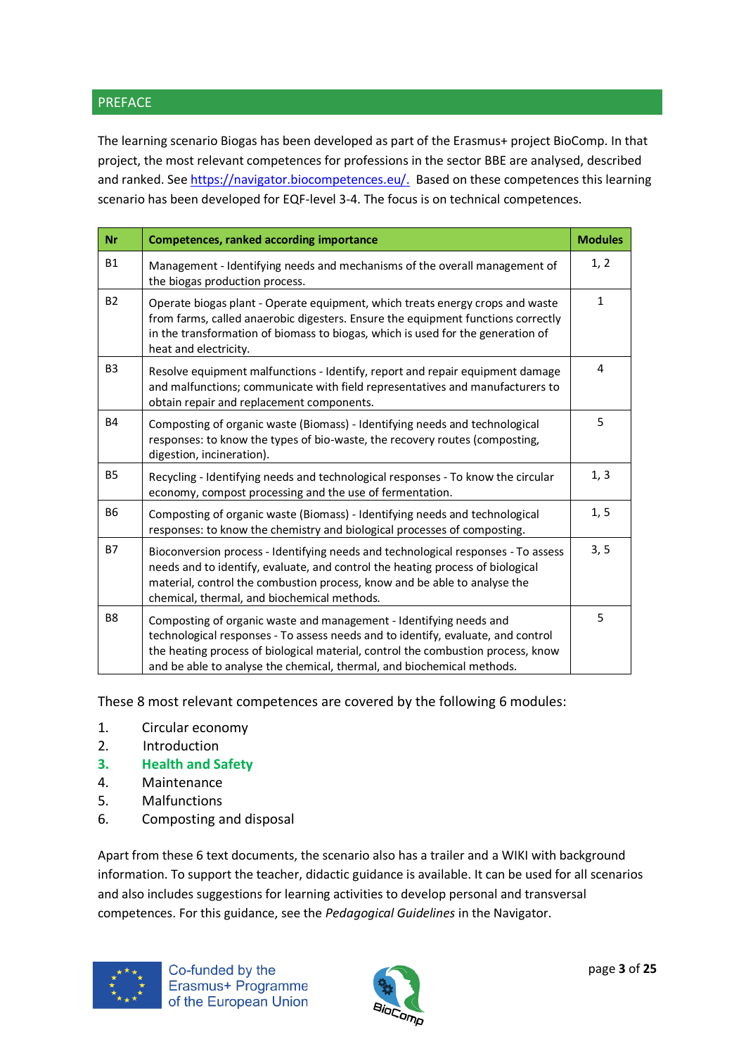## PREFACE

The learning scenario Biogas has been developed as part of the Erasmus+ project BioComp. In that project, the most relevant competences for professions in the sector BBE are analysed, described and ranked. See https://navigator.biocompetences.eu/. Based on these competences this learning scenario has been developed for EQF-level 3-4. The focus is on technical competences.

| Nr | Competences, ranked according importance | Modules |
|---|---|---|
| B1 | Management - Identifying needs and mechanisms of the overall management of the biogas production process. | 1, 2 |
| B2 | Operate biogas plant - Operate equipment, which treats energy crops and waste from farms, called anaerobic digesters. Ensure the equipment functions correctly in the transformation of biomass to biogas, which is used for the generation of heat and electricity. | 1 |
| B3 | Resolve equipment malfunctions - Identify, report and repair equipment damage and malfunctions; communicate with field representatives and manufacturers to obtain repair and replacement components. | 4 |
| B4 | Composting of organic waste (Biomass) - Identifying needs and technological responses: to know the types of bio-waste, the recovery routes (composting, digestion, incineration). | 5 |
| B5 | Recycling - Identifying needs and technological responses - To know the circular economy, compost processing and the use of fermentation. | 1, 3 |
| B6 | Composting of organic waste (Biomass) - Identifying needs and technological responses: to know the chemistry and biological processes of composting. | 1, 5 |
| B7 | Bioconversion process - Identifying needs and technological responses - To assess needs and to identify, evaluate, and control the heating process of biological material, control the combustion process, know and be able to analyse the chemical, thermal, and biochemical methods. | 3, 5 |
| B8 | Composting of organic waste and management - Identifying needs and technological responses - To assess needs and to identify, evaluate, and control the heating process of biological material, control the combustion process, know and be able to analyse the chemical, thermal, and biochemical methods. | 5 |

These 8 most relevant competences are covered by the following 6 modules:

1. Circular economy
2. Introduction
3. **Health and Safety**
4. Maintenance
5. Malfunctions
6. Composting and disposal

Apart from these 6 text documents, the scenario also has a trailer and a WIKI with background information. To support the teacher, didactic guidance is available. It can be used for all scenarios and also includes suggestions for learning activities to develop personal and transversal competences. For this guidance, see the *Pedagogical Guidelines* in the Navigator.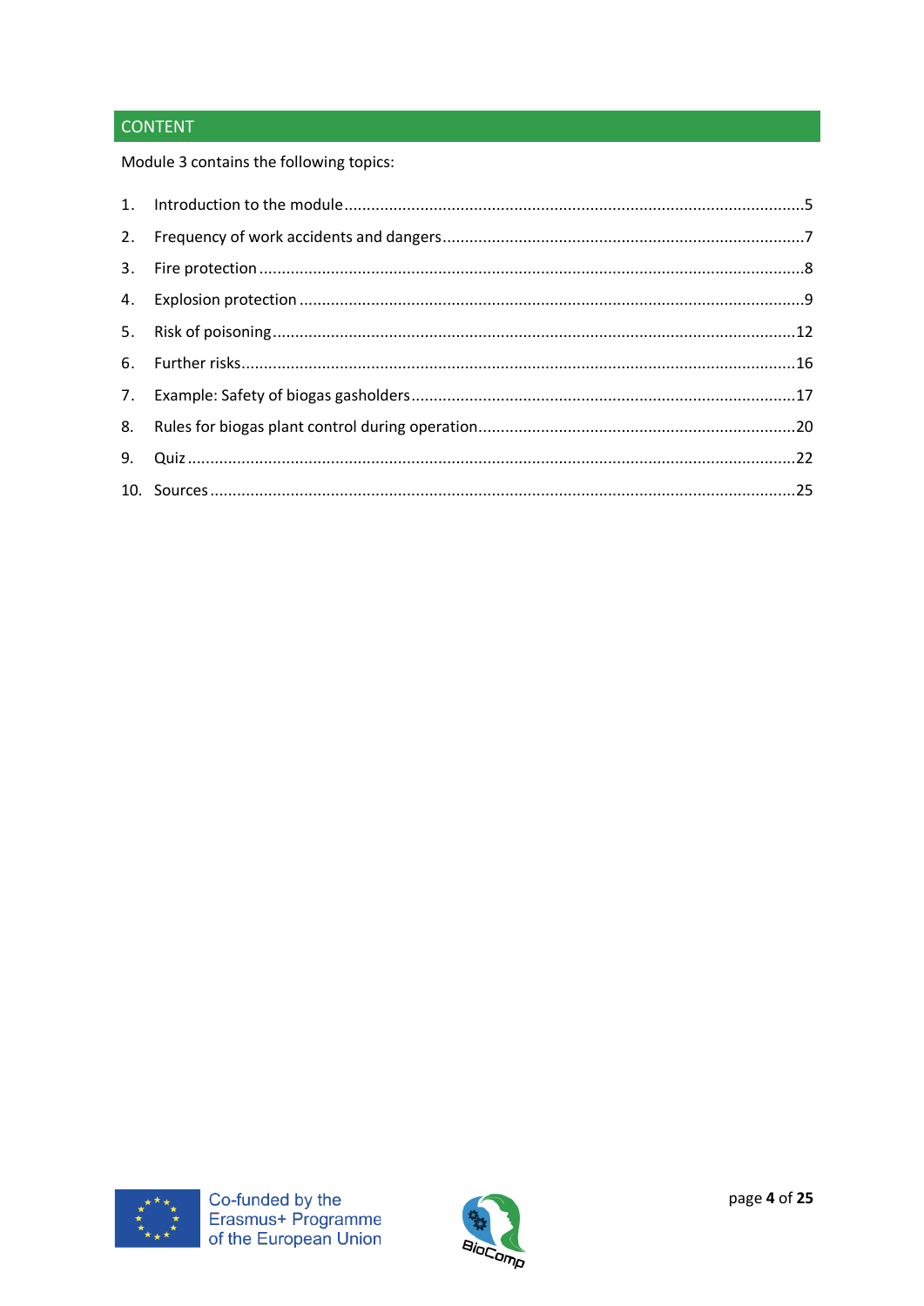## CONTENT

Module 3 contains the following topics:

1. Introduction to the module ....................................................................................................5
2. Frequency of work accidents and dangers ...............................................................................7
3. Fire protection ......................................................................................................................8
4. Explosion protection ..............................................................................................................9
5. Risk of poisoning .................................................................................................................12
6. Further risks ........................................................................................................................16
7. Example: Safety of biogas gasholders ....................................................................................17
8. Rules for biogas plant control during operation .....................................................................20
9. Quiz ....................................................................................................................................22
10. Sources ..............................................................................................................................25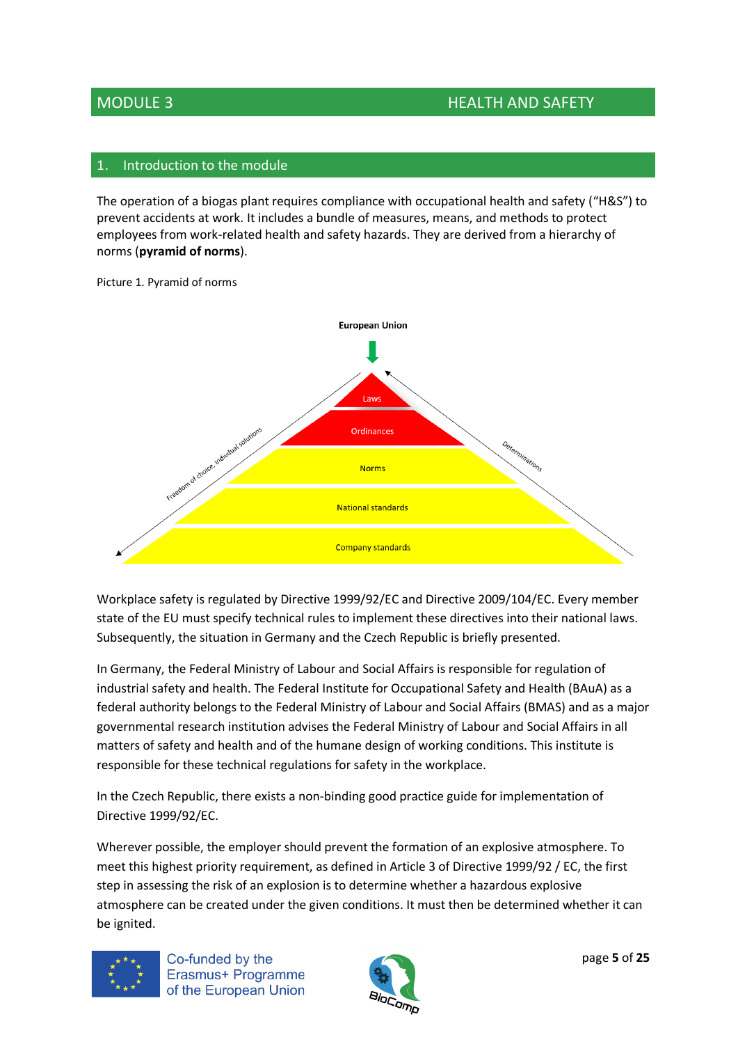## MODULE 3 HEALTH AND SAFETY

### 1. Introduction to the module

The operation of a biogas plant requires compliance with occupational health and safety ("H&S") to prevent accidents at work. It includes a bundle of measures, means, and methods to protect employees from work-related health and safety hazards. They are derived from a hierarchy of norms (**pyramid of norms**).

Picture 1. Pyramid of norms

European Union

Laws

Ordinances

Norms

National standards

Company standards

Freedom of choice, individual solutions

Determinations

Workplace safety is regulated by Directive 1999/92/EC and Directive 2009/104/EC. Every member state of the EU must specify technical rules to implement these directives into their national laws. Subsequently, the situation in Germany and the Czech Republic is briefly presented.

In Germany, the Federal Ministry of Labour and Social Affairs is responsible for regulation of industrial safety and health. The Federal Institute for Occupational Safety and Health (BAuA) as a federal authority belongs to the Federal Ministry of Labour and Social Affairs (BMAS) and as a major governmental research institution advises the Federal Ministry of Labour and Social Affairs in all matters of safety and health and of the humane design of working conditions. This institute is responsible for these technical regulations for safety in the workplace.

In the Czech Republic, there exists a non-binding good practice guide for implementation of Directive 1999/92/EC.

Wherever possible, the employer should prevent the formation of an explosive atmosphere. To meet this highest priority requirement, as defined in Article 3 of Directive 1999/92 / EC, the first step in assessing the risk of an explosion is to determine whether a hazardous explosive atmosphere can be created under the given conditions. It must then be determined whether it can be ignited.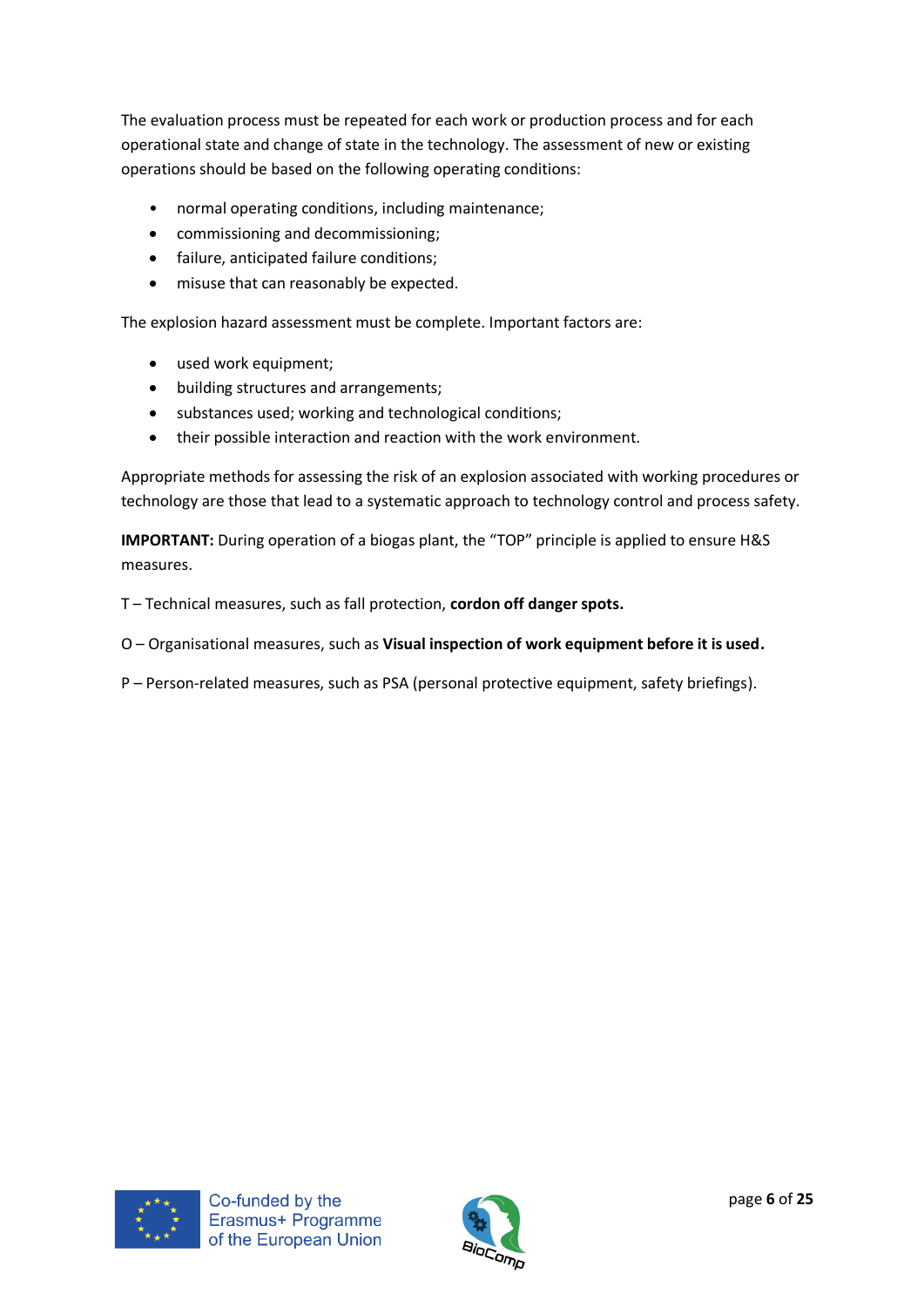The evaluation process must be repeated for each work or production process and for each operational state and change of state in the technology. The assessment of new or existing operations should be based on the following operating conditions:

- normal operating conditions, including maintenance;
- commissioning and decommissioning;
- failure, anticipated failure conditions;
- misuse that can reasonably be expected.

The explosion hazard assessment must be complete. Important factors are:

- used work equipment;
- building structures and arrangements;
- substances used; working and technological conditions;
- their possible interaction and reaction with the work environment.

Appropriate methods for assessing the risk of an explosion associated with working procedures or technology are those that lead to a systematic approach to technology control and process safety.

**IMPORTANT:** During operation of a biogas plant, the "TOP" principle is applied to ensure H&S measures.

T – Technical measures, such as fall protection, **cordon off danger spots.**

O – Organisational measures, such as **Visual inspection of work equipment before it is used.**

P – Person-related measures, such as PSA (personal protective equipment, safety briefings).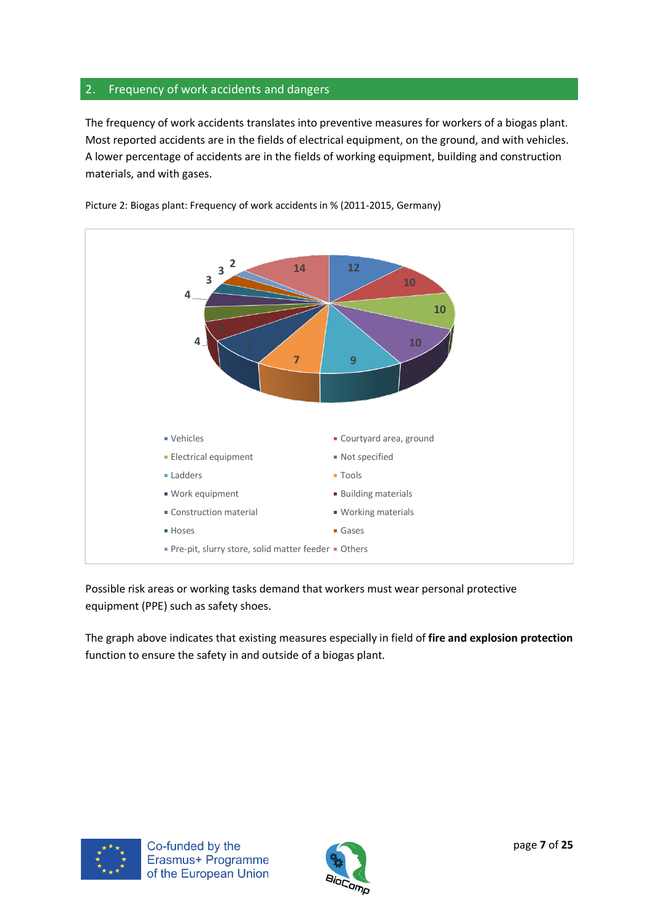## 2. Frequency of work accidents and dangers

The frequency of work accidents translates into preventive measures for workers of a biogas plant. Most reported accidents are in the fields of electrical equipment, on the ground, and with vehicles. A lower percentage of accidents are in the fields of working equipment, building and construction materials, and with gases.

Picture 2: Biogas plant: Frequency of work accidents in % (2011-2015, Germany)

- Vehicles: 12
- Courtyard area, ground: 10
- Electrical equipment: 10
- Not specified: 10
- Ladders: 9
- Tools: 7
- Work equipment: 7
- Building materials: 4
- Construction material: 4
- Working materials: 4
- Hoses: 3
- Gases: 3
- Pre-pit, slurry store, solid matter feeder: 2
- Others: 14

Possible risk areas or working tasks demand that workers must wear personal protective equipment (PPE) such as safety shoes.

The graph above indicates that existing measures especially in field of **fire and explosion protection** function to ensure the safety in and outside of a biogas plant.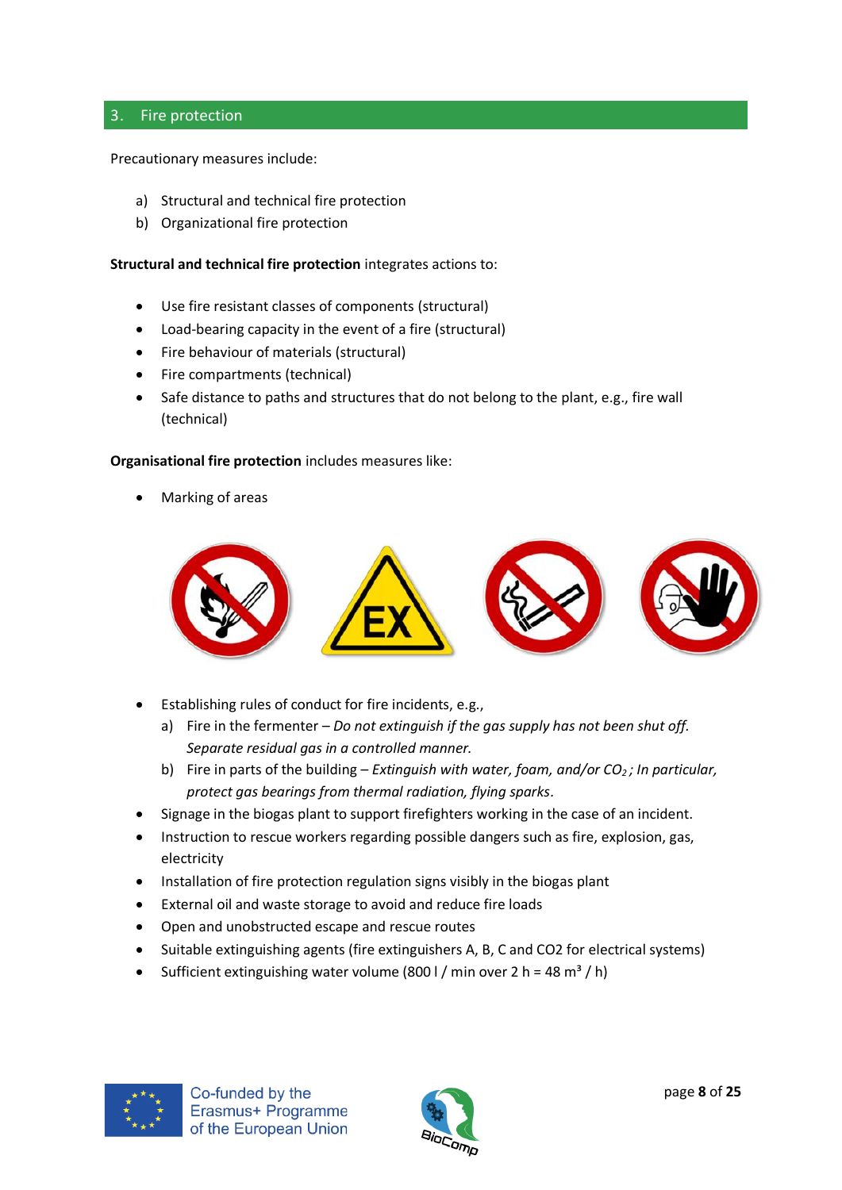## 3. Fire protection

Precautionary measures include:

a) Structural and technical fire protection
b) Organizational fire protection

**Structural and technical fire protection** integrates actions to:

- Use fire resistant classes of components (structural)
- Load-bearing capacity in the event of a fire (structural)
- Fire behaviour of materials (structural)
- Fire compartments (technical)
- Safe distance to paths and structures that do not belong to the plant, e.g., fire wall (technical)

**Organisational fire protection** includes measures like:

- Marking of areas

- Establishing rules of conduct for fire incidents, e.g.,
  a) Fire in the fermenter – *Do not extinguish if the gas supply has not been shut off. Separate residual gas in a controlled manner.*
  b) Fire in parts of the building – *Extinguish with water, foam, and/or $CO_2$; In particular, protect gas bearings from thermal radiation, flying sparks.*
- Signage in the biogas plant to support firefighters working in the case of an incident.
- Instruction to rescue workers regarding possible dangers such as fire, explosion, gas, electricity
- Installation of fire protection regulation signs visibly in the biogas plant
- External oil and waste storage to avoid and reduce fire loads
- Open and unobstructed escape and rescue routes
- Suitable extinguishing agents (fire extinguishers A, B, C and $CO_2$ for electrical systems)
- Sufficient extinguishing water volume (800 l / min over 2 h = 48 $m^3$ / h)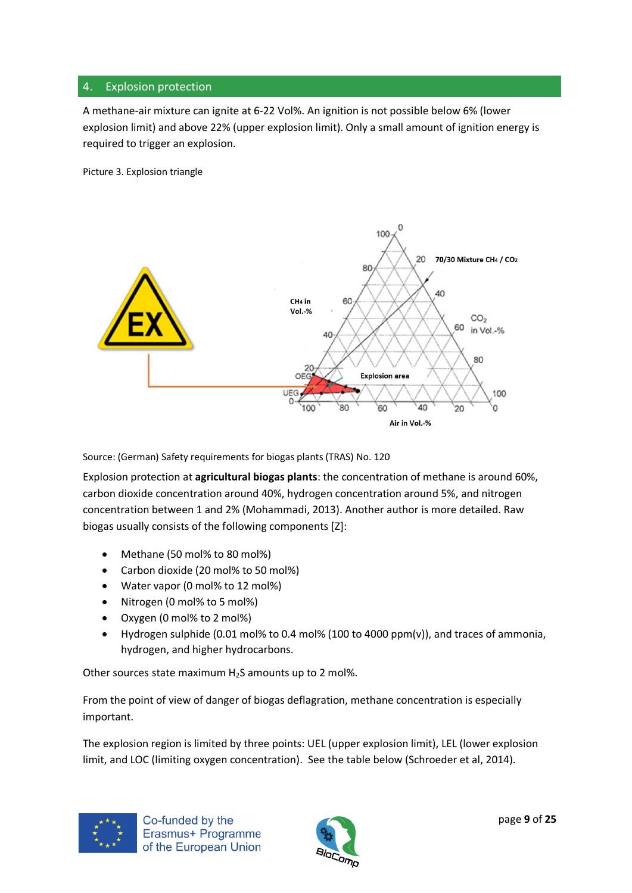## 4. Explosion protection

A methane-air mixture can ignite at 6-22 Vol%. An ignition is not possible below 6% (lower explosion limit) and above 22% (upper explosion limit). Only a small amount of ignition energy is required to trigger an explosion.

Picture 3. Explosion triangle

Source: (German) Safety requirements for biogas plants (TRAS) No. 120

Explosion protection at **agricultural biogas plants**: the concentration of methane is around 60%, carbon dioxide concentration around 40%, hydrogen concentration around 5%, and nitrogen concentration between 1 and 2% (Mohammadi, 2013). Another author is more detailed. Raw biogas usually consists of the following components [Z]:

- Methane (50 mol% to 80 mol%)
- Carbon dioxide (20 mol% to 50 mol%)
- Water vapor (0 mol% to 12 mol%)
- Nitrogen (0 mol% to 5 mol%)
- Oxygen (0 mol% to 2 mol%)
- Hydrogen sulphide (0.01 mol% to 0.4 mol% (100 to 4000 ppm(v)), and traces of ammonia, hydrogen, and higher hydrocarbons.

Other sources state maximum $H_2S$ amounts up to 2 mol%.

From the point of view of danger of biogas deflagration, methane concentration is especially important.

The explosion region is limited by three points: UEL (upper explosion limit), LEL (lower explosion limit, and LOC (limiting oxygen concentration). See the table below (Schroeder et al, 2014).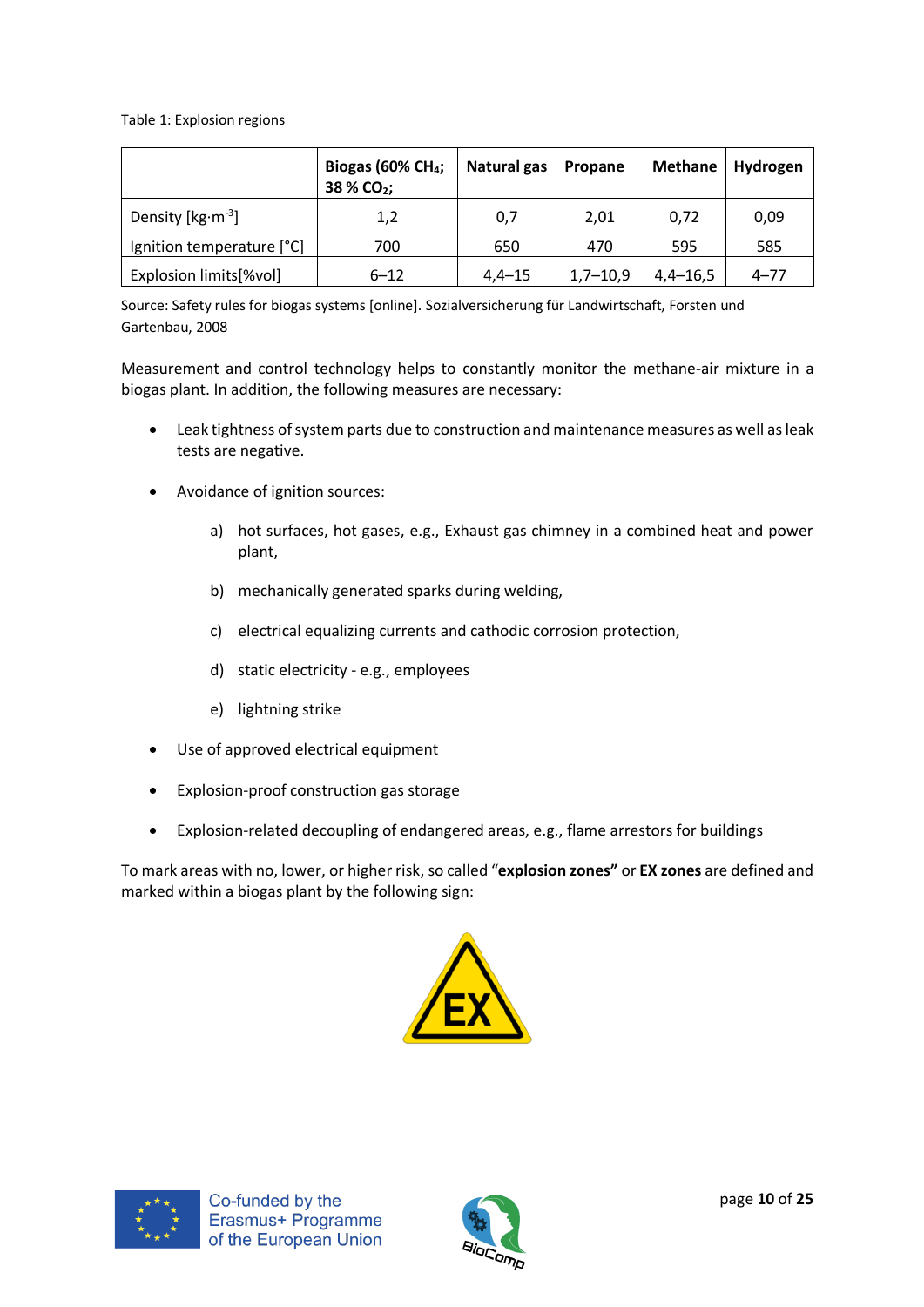Table 1: Explosion regions

| | Biogas (60% $CH_4$; 38 % $CO_2$; | Natural gas | Propane | Methane | Hydrogen |
|---|---|---|---|---|---|
| Density [$kg \cdot m^{-3}$] | 1,2 | 0,7 | 2,01 | 0,72 | 0,09 |
| Ignition temperature [°C] | 700 | 650 | 470 | 595 | 585 |
| Explosion limits[%vol] | 6–12 | 4,4–15 | 1,7–10,9 | 4,4–16,5 | 4–77 |

Source: Safety rules for biogas systems [online]. Sozialversicherung für Landwirtschaft, Forsten und Gartenbau, 2008

Measurement and control technology helps to constantly monitor the methane-air mixture in a biogas plant. In addition, the following measures are necessary:

- Leak tightness of system parts due to construction and maintenance measures as well as leak tests are negative.
- Avoidance of ignition sources:
    a) hot surfaces, hot gases, e.g., Exhaust gas chimney in a combined heat and power plant,
    b) mechanically generated sparks during welding,
    c) electrical equalizing currents and cathodic corrosion protection,
    d) static electricity - e.g., employees
    e) lightning strike
- Use of approved electrical equipment
- Explosion-proof construction gas storage
- Explosion-related decoupling of endangered areas, e.g., flame arrestors for buildings

To mark areas with no, lower, or higher risk, so called "**explosion zones"** or **EX zones** are defined and marked within a biogas plant by the following sign:

EX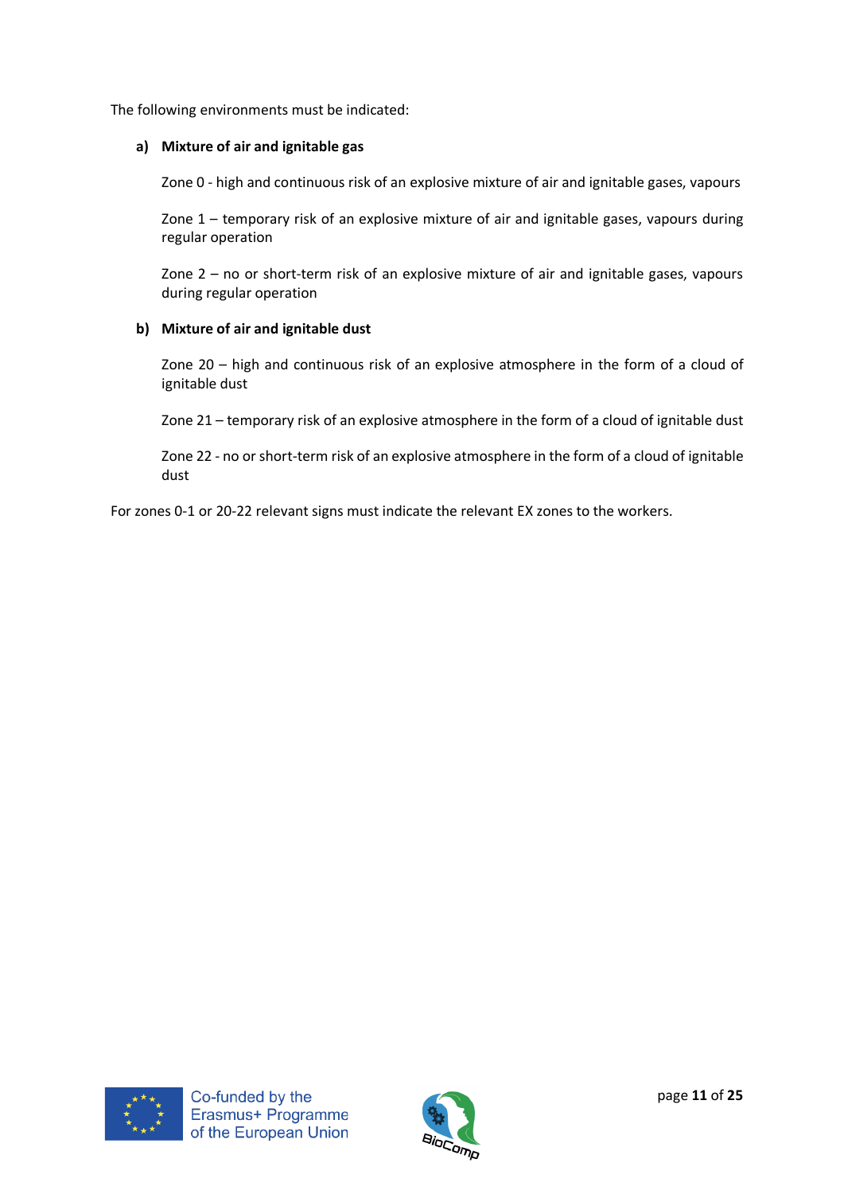The following environments must be indicated:

**a) Mixture of air and ignitable gas**

Zone 0 - high and continuous risk of an explosive mixture of air and ignitable gases, vapours

Zone 1 – temporary risk of an explosive mixture of air and ignitable gases, vapours during regular operation

Zone 2 – no or short-term risk of an explosive mixture of air and ignitable gases, vapours during regular operation

**b) Mixture of air and ignitable dust**

Zone 20 – high and continuous risk of an explosive atmosphere in the form of a cloud of ignitable dust

Zone 21 – temporary risk of an explosive atmosphere in the form of a cloud of ignitable dust

Zone 22 - no or short-term risk of an explosive atmosphere in the form of a cloud of ignitable dust

For zones 0-1 or 20-22 relevant signs must indicate the relevant EX zones to the workers.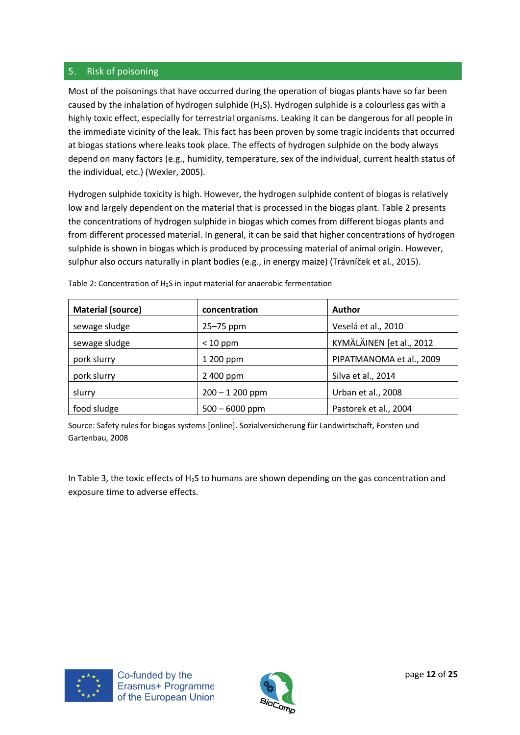## 5. Risk of poisoning

Most of the poisonings that have occurred during the operation of biogas plants have so far been caused by the inhalation of hydrogen sulphide ($H_2S$). Hydrogen sulphide is a colourless gas with a highly toxic effect, especially for terrestrial organisms. Leaking it can be dangerous for all people in the immediate vicinity of the leak. This fact has been proven by some tragic incidents that occurred at biogas stations where leaks took place. The effects of hydrogen sulphide on the body always depend on many factors (e.g., humidity, temperature, sex of the individual, current health status of the individual, etc.) (Wexler, 2005).

Hydrogen sulphide toxicity is high. However, the hydrogen sulphide content of biogas is relatively low and largely dependent on the material that is processed in the biogas plant. Table 2 presents the concentrations of hydrogen sulphide in biogas which comes from different biogas plants and from different processed material. In general, it can be said that higher concentrations of hydrogen sulphide is shown in biogas which is produced by processing material of animal origin. However, sulphur also occurs naturally in plant bodies (e.g., in energy maize) (Trávníček et al., 2015).

Table 2: Concentration of $H_2S$ in input material for anaerobic fermentation

| **Material (source)** | **concentration** | **Author** |
|---|---|---|
| sewage sludge | 25–75 ppm | Veselá et al., 2010 |
| sewage sludge | < 10 ppm | KYMÄLÄINEN [et al., 2012 |
| pork slurry | 1 200 ppm | PIPATMANOMA et al., 2009 |
| pork slurry | 2 400 ppm | Silva et al., 2014 |
| slurry | 200 – 1 200 ppm | Urban et al., 2008 |
| food sludge | 500 – 6000 ppm | Pastorek et al., 2004 |

Source: Safety rules for biogas systems [online]. Sozialversicherung für Landwirtschaft, Forsten und Gartenbau, 2008

In Table 3, the toxic effects of $H_2S$ to humans are shown depending on the gas concentration and exposure time to adverse effects.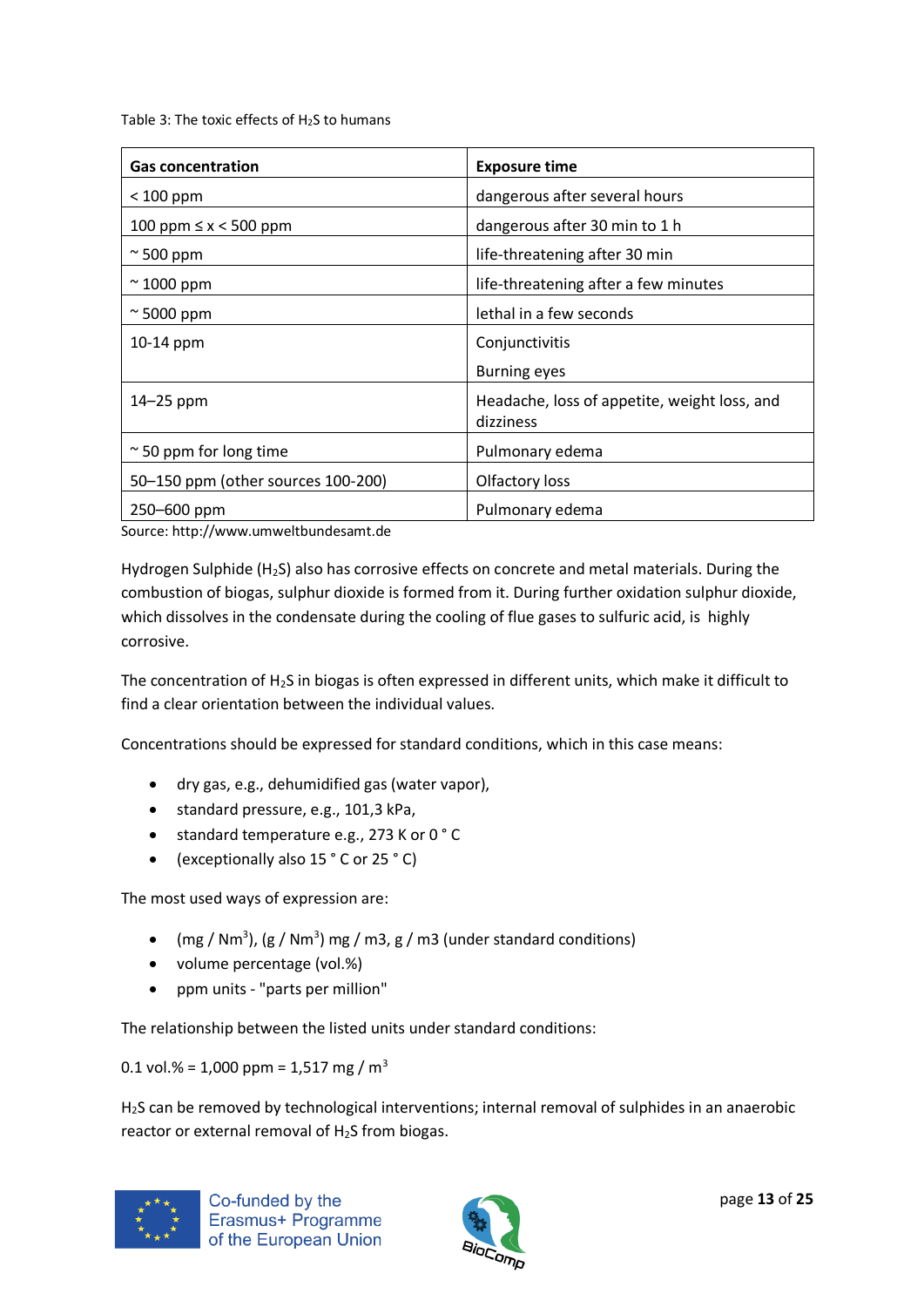Table 3: The toxic effects of $H_2S$ to humans

| Gas concentration | Exposure time |
| --- | --- |
| < 100 ppm | dangerous after several hours |
| 100 ppm ≤ x < 500 ppm | dangerous after 30 min to 1 h |
| ~ 500 ppm | life-threatening after 30 min |
| ~ 1000 ppm | life-threatening after a few minutes |
| ~ 5000 ppm | lethal in a few seconds |
| 10-14 ppm | Conjunctivitis<br>Burning eyes |
| 14–25 ppm | Headache, loss of appetite, weight loss, and dizziness |
| ~ 50 ppm for long time | Pulmonary edema |
| 50–150 ppm (other sources 100-200) | Olfactory loss |
| 250–600 ppm | Pulmonary edema |

Source: http://www.umweltbundesamt.de

Hydrogen Sulphide ($H_2S$) also has corrosive effects on concrete and metal materials. During the combustion of biogas, sulphur dioxide is formed from it. During further oxidation sulphur dioxide, which dissolves in the condensate during the cooling of flue gases to sulfuric acid, is highly corrosive.

The concentration of $H_2S$ in biogas is often expressed in different units, which make it difficult to find a clear orientation between the individual values.

Concentrations should be expressed for standard conditions, which in this case means:

- dry gas, e.g., dehumidified gas (water vapor),
- standard pressure, e.g., 101,3 kPa,
- standard temperature e.g., 273 K or 0 ° C
- (exceptionally also 15 ° C or 25 ° C)

The most used ways of expression are:

- (mg / $Nm^3$), (g / $Nm^3$) mg / m3, g / m3 (under standard conditions)
- volume percentage (vol.%)
- ppm units - "parts per million"

The relationship between the listed units under standard conditions:

0.1 vol.% = 1,000 ppm = 1,517 mg / $m^3$

$H_2S$ can be removed by technological interventions; internal removal of sulphides in an anaerobic reactor or external removal of $H_2S$ from biogas.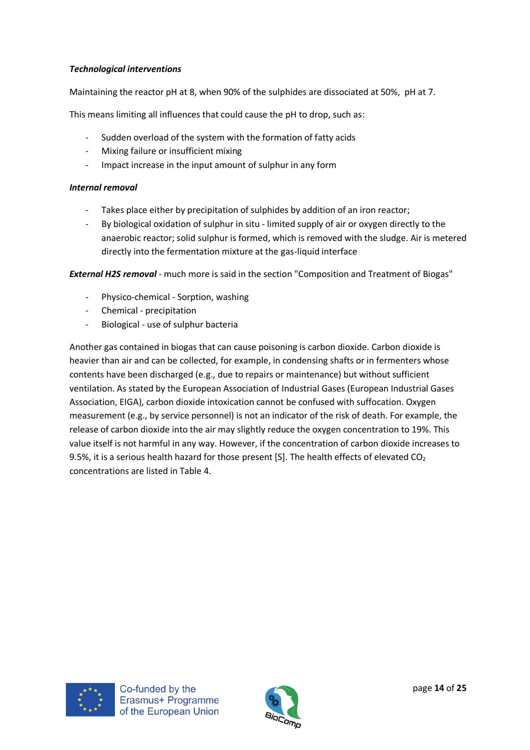***Technological interventions***

Maintaining the reactor pH at 8, when 90% of the sulphides are dissociated at 50%,  pH at 7.

This means limiting all influences that could cause the pH to drop, such as:

- Sudden overload of the system with the formation of fatty acids
- Mixing failure or insufficient mixing
- Impact increase in the input amount of sulphur in any form

***Internal removal***

- Takes place either by precipitation of sulphides by addition of an iron reactor;
- By biological oxidation of sulphur in situ - limited supply of air or oxygen directly to the anaerobic reactor; solid sulphur is formed, which is removed with the sludge. Air is metered directly into the fermentation mixture at the gas-liquid interface

***External H2S removal*** - much more is said in the section "Composition and Treatment of Biogas"

- Physico-chemical - Sorption, washing
- Chemical - precipitation
- Biological - use of sulphur bacteria

Another gas contained in biogas that can cause poisoning is carbon dioxide. Carbon dioxide is heavier than air and can be collected, for example, in condensing shafts or in fermenters whose contents have been discharged (e.g., due to repairs or maintenance) but without sufficient ventilation. As stated by the European Association of Industrial Gases (European Industrial Gases Association, EIGA), carbon dioxide intoxication cannot be confused with suffocation. Oxygen measurement (e.g., by service personnel) is not an indicator of the risk of death. For example, the release of carbon dioxide into the air may slightly reduce the oxygen concentration to 19%. This value itself is not harmful in any way. However, if the concentration of carbon dioxide increases to 9.5%, it is a serious health hazard for those present [S]. The health effects of elevated $CO_2$ concentrations are listed in Table 4.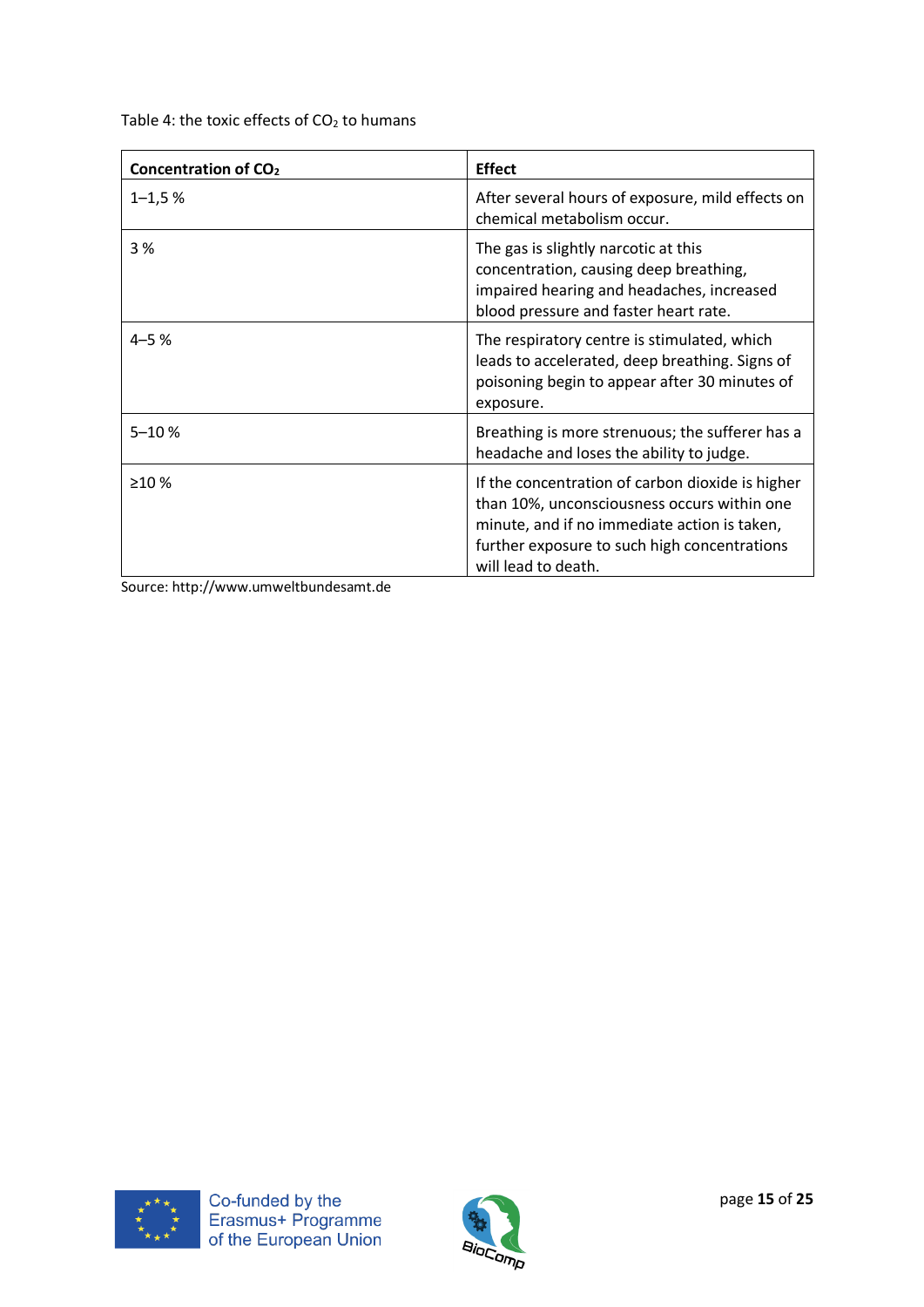Table 4: the toxic effects of $CO_2$ to humans

| Concentration of $CO_2$ | Effect |
|---|---|
| 1–1,5 % | After several hours of exposure, mild effects on chemical metabolism occur. |
| 3 % | The gas is slightly narcotic at this concentration, causing deep breathing, impaired hearing and headaches, increased blood pressure and faster heart rate. |
| 4–5 % | The respiratory centre is stimulated, which leads to accelerated, deep breathing. Signs of poisoning begin to appear after 30 minutes of exposure. |
| 5–10 % | Breathing is more strenuous; the sufferer has a headache and loses the ability to judge. |
| ≥10 % | If the concentration of carbon dioxide is higher than 10%, unconsciousness occurs within one minute, and if no immediate action is taken, further exposure to such high concentrations will lead to death. |

Source: http://www.umweltbundesamt.de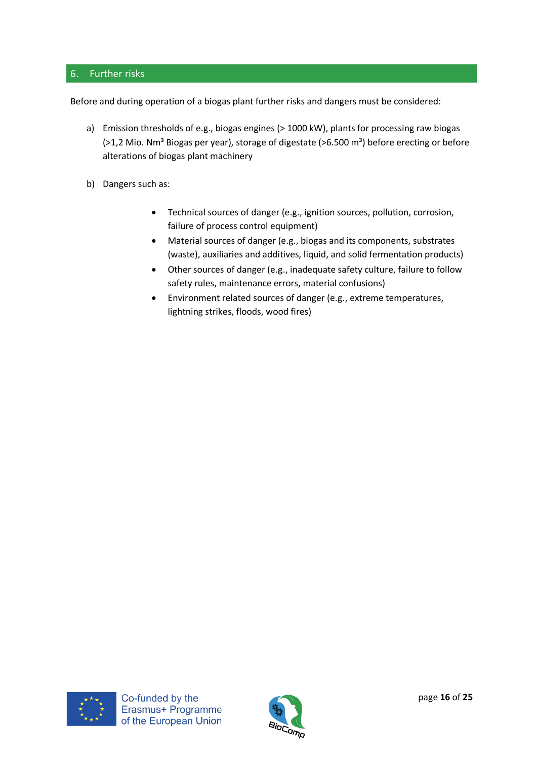## 6. Further risks

Before and during operation of a biogas plant further risks and dangers must be considered:

a) Emission thresholds of e.g., biogas engines (> 1000 kW), plants for processing raw biogas (>1,2 Mio. Nm³ Biogas per year), storage of digestate (>6.500 m³) before erecting or before alterations of biogas plant machinery

b) Dangers such as:

- Technical sources of danger (e.g., ignition sources, pollution, corrosion, failure of process control equipment)
- Material sources of danger (e.g., biogas and its components, substrates (waste), auxiliaries and additives, liquid, and solid fermentation products)
- Other sources of danger (e.g., inadequate safety culture, failure to follow safety rules, maintenance errors, material confusions)
- Environment related sources of danger (e.g., extreme temperatures, lightning strikes, floods, wood fires)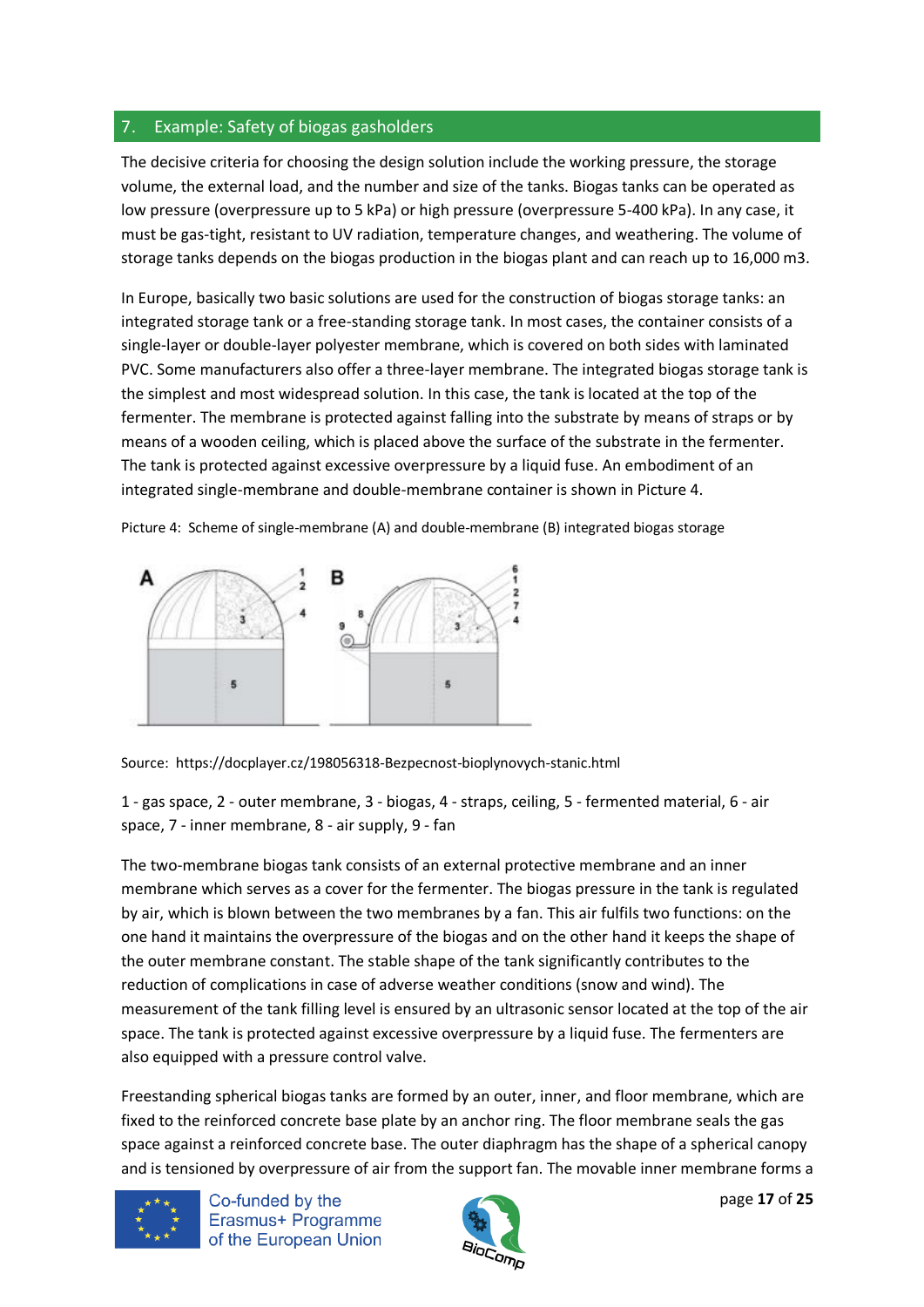## 7. Example: Safety of biogas gasholders

The decisive criteria for choosing the design solution include the working pressure, the storage volume, the external load, and the number and size of the tanks. Biogas tanks can be operated as low pressure (overpressure up to 5 kPa) or high pressure (overpressure 5-400 kPa). In any case, it must be gas-tight, resistant to UV radiation, temperature changes, and weathering. The volume of storage tanks depends on the biogas production in the biogas plant and can reach up to 16,000 m3.

In Europe, basically two basic solutions are used for the construction of biogas storage tanks: an integrated storage tank or a free-standing storage tank. In most cases, the container consists of a single-layer or double-layer polyester membrane, which is covered on both sides with laminated PVC. Some manufacturers also offer a three-layer membrane. The integrated biogas storage tank is the simplest and most widespread solution. In this case, the tank is located at the top of the fermenter. The membrane is protected against falling into the substrate by means of straps or by means of a wooden ceiling, which is placed above the surface of the substrate in the fermenter. The tank is protected against excessive overpressure by a liquid fuse. An embodiment of an integrated single-membrane and double-membrane container is shown in Picture 4.

Picture 4: Scheme of single-membrane (A) and double-membrane (B) integrated biogas storage

Source: https://docplayer.cz/198056318-Bezpecnost-bioplynovych-stanic.html

1 - gas space, 2 - outer membrane, 3 - biogas, 4 - straps, ceiling, 5 - fermented material, 6 - air space, 7 - inner membrane, 8 - air supply, 9 - fan

The two-membrane biogas tank consists of an external protective membrane and an inner membrane which serves as a cover for the fermenter. The biogas pressure in the tank is regulated by air, which is blown between the two membranes by a fan. This air fulfils two functions: on the one hand it maintains the overpressure of the biogas and on the other hand it keeps the shape of the outer membrane constant. The stable shape of the tank significantly contributes to the reduction of complications in case of adverse weather conditions (snow and wind). The measurement of the tank filling level is ensured by an ultrasonic sensor located at the top of the air space. The tank is protected against excessive overpressure by a liquid fuse. The fermenters are also equipped with a pressure control valve.

Freestanding spherical biogas tanks are formed by an outer, inner, and floor membrane, which are fixed to the reinforced concrete base plate by an anchor ring. The floor membrane seals the gas space against a reinforced concrete base. The outer diaphragm has the shape of a spherical canopy and is tensioned by overpressure of air from the support fan. The movable inner membrane forms a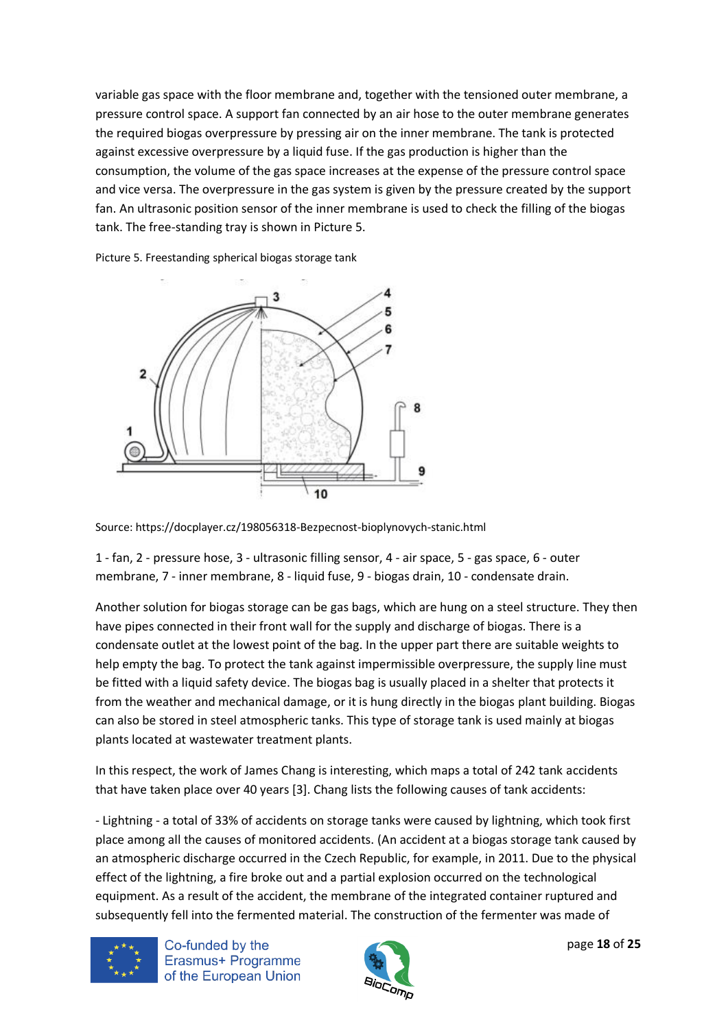variable gas space with the floor membrane and, together with the tensioned outer membrane, a pressure control space. A support fan connected by an air hose to the outer membrane generates the required biogas overpressure by pressing air on the inner membrane. The tank is protected against excessive overpressure by a liquid fuse. If the gas production is higher than the consumption, the volume of the gas space increases at the expense of the pressure control space and vice versa. The overpressure in the gas system is given by the pressure created by the support fan. An ultrasonic position sensor of the inner membrane is used to check the filling of the biogas tank. The free-standing tray is shown in Picture 5.

Picture 5. Freestanding spherical biogas storage tank

Source: https://docplayer.cz/198056318-Bezpecnost-bioplynovych-stanic.html

1 - fan, 2 - pressure hose, 3 - ultrasonic filling sensor, 4 - air space, 5 - gas space, 6 - outer membrane, 7 - inner membrane, 8 - liquid fuse, 9 - biogas drain, 10 - condensate drain.

Another solution for biogas storage can be gas bags, which are hung on a steel structure. They then have pipes connected in their front wall for the supply and discharge of biogas. There is a condensate outlet at the lowest point of the bag. In the upper part there are suitable weights to help empty the bag. To protect the tank against impermissible overpressure, the supply line must be fitted with a liquid safety device. The biogas bag is usually placed in a shelter that protects it from the weather and mechanical damage, or it is hung directly in the biogas plant building. Biogas can also be stored in steel atmospheric tanks. This type of storage tank is used mainly at biogas plants located at wastewater treatment plants.

In this respect, the work of James Chang is interesting, which maps a total of 242 tank accidents that have taken place over 40 years [3]. Chang lists the following causes of tank accidents:

- Lightning - a total of 33% of accidents on storage tanks were caused by lightning, which took first place among all the causes of monitored accidents. (An accident at a biogas storage tank caused by an atmospheric discharge occurred in the Czech Republic, for example, in 2011. Due to the physical effect of the lightning, a fire broke out and a partial explosion occurred on the technological equipment. As a result of the accident, the membrane of the integrated container ruptured and subsequently fell into the fermented material. The construction of the fermenter was made of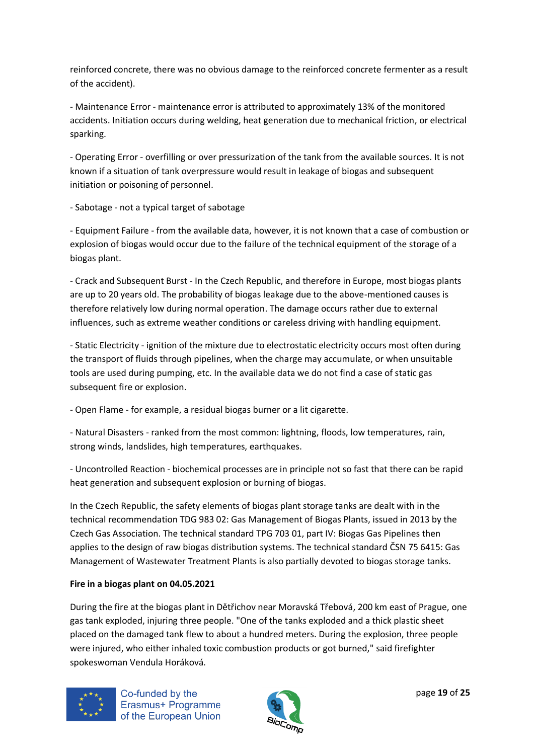reinforced concrete, there was no obvious damage to the reinforced concrete fermenter as a result of the accident).

- Maintenance Error - maintenance error is attributed to approximately 13% of the monitored accidents. Initiation occurs during welding, heat generation due to mechanical friction, or electrical sparking.

- Operating Error - overfilling or over pressurization of the tank from the available sources. It is not known if a situation of tank overpressure would result in leakage of biogas and subsequent initiation or poisoning of personnel.

- Sabotage - not a typical target of sabotage

- Equipment Failure - from the available data, however, it is not known that a case of combustion or explosion of biogas would occur due to the failure of the technical equipment of the storage of a biogas plant.

- Crack and Subsequent Burst - In the Czech Republic, and therefore in Europe, most biogas plants are up to 20 years old. The probability of biogas leakage due to the above-mentioned causes is therefore relatively low during normal operation. The damage occurs rather due to external influences, such as extreme weather conditions or careless driving with handling equipment.

- Static Electricity - ignition of the mixture due to electrostatic electricity occurs most often during the transport of fluids through pipelines, when the charge may accumulate, or when unsuitable tools are used during pumping, etc. In the available data we do not find a case of static gas subsequent fire or explosion.

- Open Flame - for example, a residual biogas burner or a lit cigarette.

- Natural Disasters - ranked from the most common: lightning, floods, low temperatures, rain, strong winds, landslides, high temperatures, earthquakes.

- Uncontrolled Reaction - biochemical processes are in principle not so fast that there can be rapid heat generation and subsequent explosion or burning of biogas.

In the Czech Republic, the safety elements of biogas plant storage tanks are dealt with in the technical recommendation TDG 983 02: Gas Management of Biogas Plants, issued in 2013 by the Czech Gas Association. The technical standard TPG 703 01, part IV: Biogas Gas Pipelines then applies to the design of raw biogas distribution systems. The technical standard ČSN 75 6415: Gas Management of Wastewater Treatment Plants is also partially devoted to biogas storage tanks.

**Fire in a biogas plant on 04.05.2021**

During the fire at the biogas plant in Dětřichov near Moravská Třebová, 200 km east of Prague, one gas tank exploded, injuring three people. "One of the tanks exploded and a thick plastic sheet placed on the damaged tank flew to about a hundred meters. During the explosion, three people were injured, who either inhaled toxic combustion products or got burned," said firefighter spokeswoman Vendula Horáková.

Co-funded by the Erasmus+ Programme of the European Union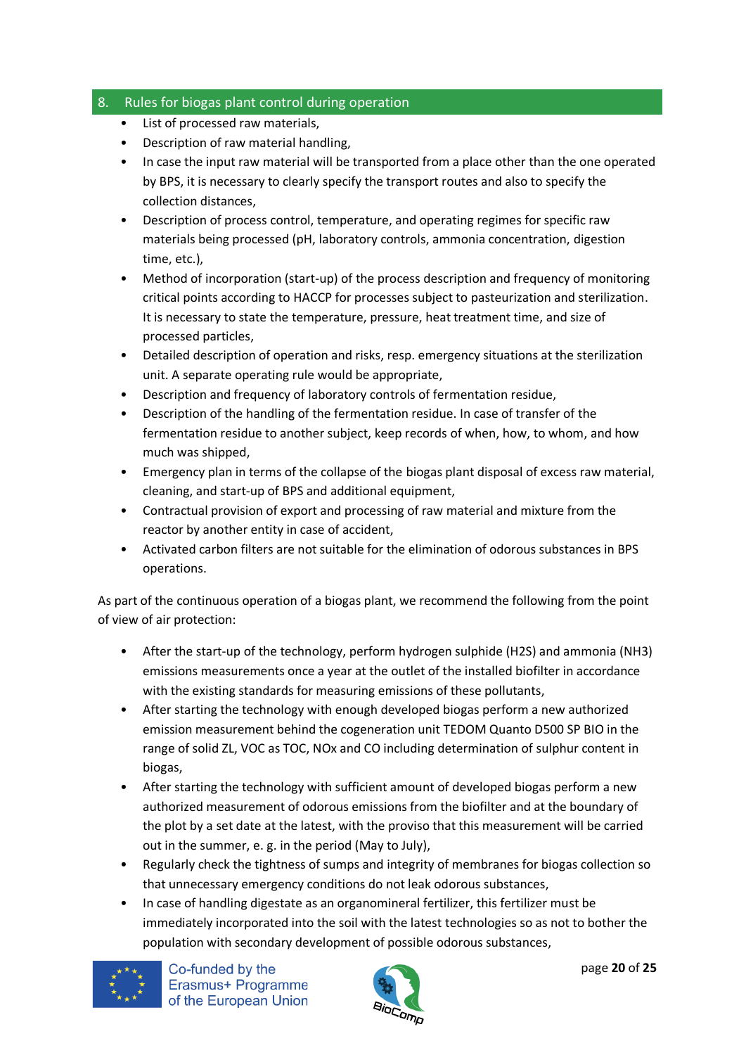## 8. Rules for biogas plant control during operation

- List of processed raw materials,
- Description of raw material handling,
- In case the input raw material will be transported from a place other than the one operated by BPS, it is necessary to clearly specify the transport routes and also to specify the collection distances,
- Description of process control, temperature, and operating regimes for specific raw materials being processed (pH, laboratory controls, ammonia concentration, digestion time, etc.),
- Method of incorporation (start-up) of the process description and frequency of monitoring critical points according to HACCP for processes subject to pasteurization and sterilization. It is necessary to state the temperature, pressure, heat treatment time, and size of processed particles,
- Detailed description of operation and risks, resp. emergency situations at the sterilization unit. A separate operating rule would be appropriate,
- Description and frequency of laboratory controls of fermentation residue,
- Description of the handling of the fermentation residue. In case of transfer of the fermentation residue to another subject, keep records of when, how, to whom, and how much was shipped,
- Emergency plan in terms of the collapse of the biogas plant disposal of excess raw material, cleaning, and start-up of BPS and additional equipment,
- Contractual provision of export and processing of raw material and mixture from the reactor by another entity in case of accident,
- Activated carbon filters are not suitable for the elimination of odorous substances in BPS operations.

As part of the continuous operation of a biogas plant, we recommend the following from the point of view of air protection:

- After the start-up of the technology, perform hydrogen sulphide ($H_2S$) and ammonia ($NH_3$) emissions measurements once a year at the outlet of the installed biofilter in accordance with the existing standards for measuring emissions of these pollutants,
- After starting the technology with enough developed biogas perform a new authorized emission measurement behind the cogeneration unit TEDOM Quanto D500 SP BIO in the range of solid ZL, VOC as TOC, NOx and CO including determination of sulphur content in biogas,
- After starting the technology with sufficient amount of developed biogas perform a new authorized measurement of odorous emissions from the biofilter and at the boundary of the plot by a set date at the latest, with the proviso that this measurement will be carried out in the summer, e. g. in the period (May to July),
- Regularly check the tightness of sumps and integrity of membranes for biogas collection so that unnecessary emergency conditions do not leak odorous substances,
- In case of handling digestate as an organomineral fertilizer, this fertilizer must be immediately incorporated into the soil with the latest technologies so as not to bother the population with secondary development of possible odorous substances,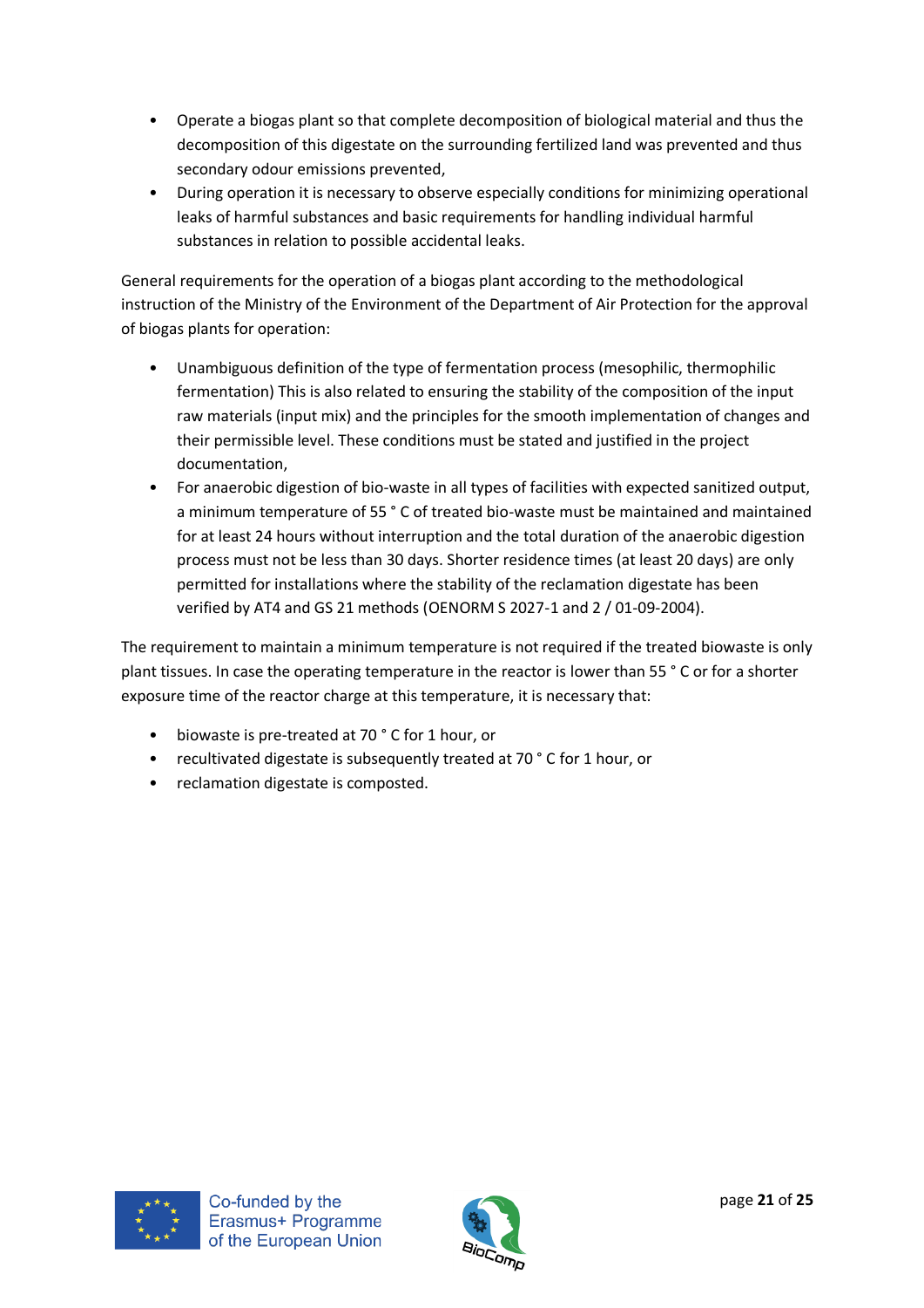- Operate a biogas plant so that complete decomposition of biological material and thus the decomposition of this digestate on the surrounding fertilized land was prevented and thus secondary odour emissions prevented,
- During operation it is necessary to observe especially conditions for minimizing operational leaks of harmful substances and basic requirements for handling individual harmful substances in relation to possible accidental leaks.

General requirements for the operation of a biogas plant according to the methodological instruction of the Ministry of the Environment of the Department of Air Protection for the approval of biogas plants for operation:

- Unambiguous definition of the type of fermentation process (mesophilic, thermophilic fermentation) This is also related to ensuring the stability of the composition of the input raw materials (input mix) and the principles for the smooth implementation of changes and their permissible level. These conditions must be stated and justified in the project documentation,
- For anaerobic digestion of bio-waste in all types of facilities with expected sanitized output, a minimum temperature of 55 ° C of treated bio-waste must be maintained and maintained for at least 24 hours without interruption and the total duration of the anaerobic digestion process must not be less than 30 days. Shorter residence times (at least 20 days) are only permitted for installations where the stability of the reclamation digestate has been verified by AT4 and GS 21 methods (OENORM S 2027-1 and 2 / 01-09-2004).

The requirement to maintain a minimum temperature is not required if the treated biowaste is only plant tissues. In case the operating temperature in the reactor is lower than 55 ° C or for a shorter exposure time of the reactor charge at this temperature, it is necessary that:

- biowaste is pre-treated at 70 ° C for 1 hour, or
- recultivated digestate is subsequently treated at 70 ° C for 1 hour, or
- reclamation digestate is composted.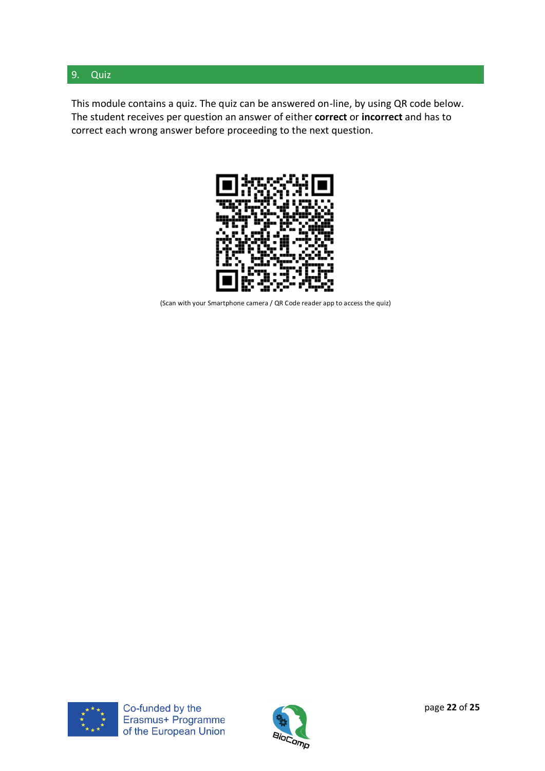## 9. Quiz

This module contains a quiz. The quiz can be answered on-line, by using QR code below. The student receives per question an answer of either **correct** or **incorrect** and has to correct each wrong answer before proceeding to the next question.

(Scan with your Smartphone camera / QR Code reader app to access the quiz)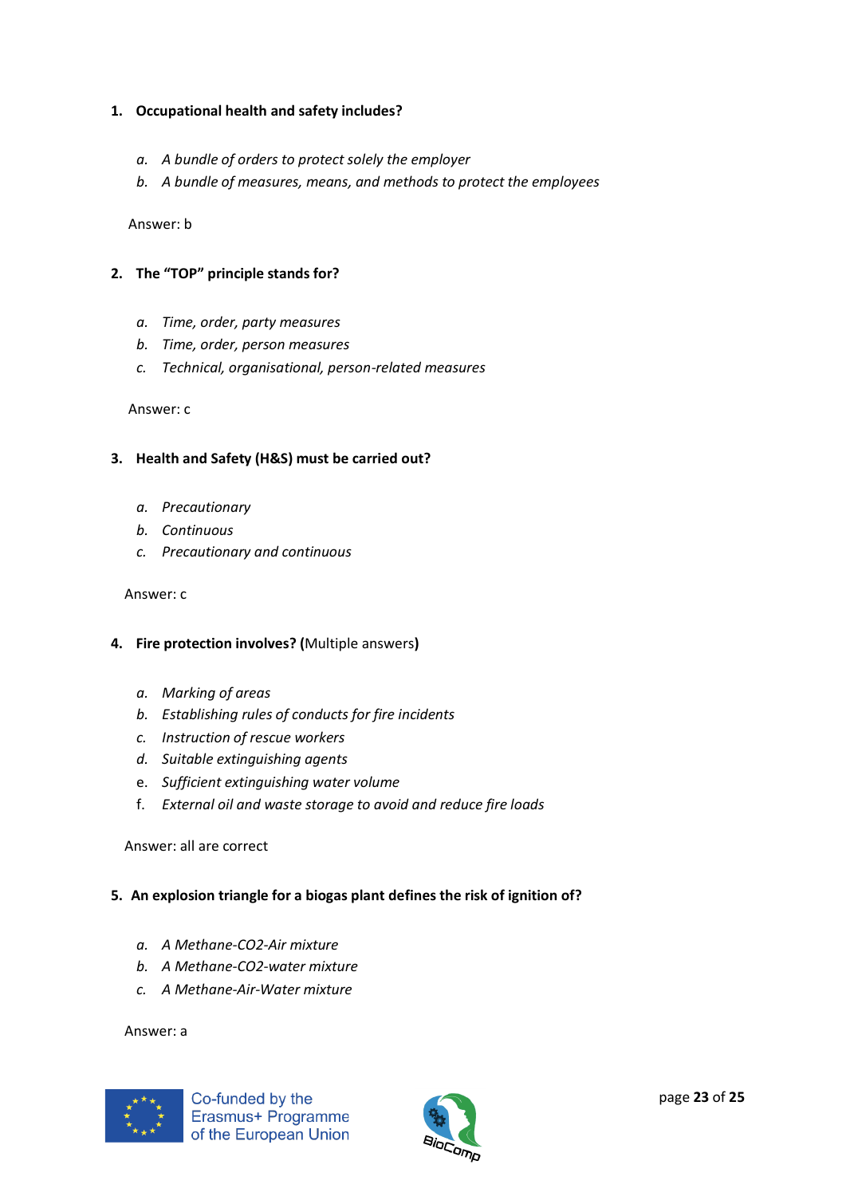1. **Occupational health and safety includes?**

   a. *A bundle of orders to protect solely the employer*
   b. *A bundle of measures, means, and methods to protect the employees*

   Answer: b

2. **The "TOP" principle stands for?**

   a. *Time, order, party measures*
   b. *Time, order, person measures*
   c. *Technical, organisational, person-related measures*

   Answer: c

3. **Health and Safety (H&S) must be carried out?**

   a. *Precautionary*
   b. *Continuous*
   c. *Precautionary and continuous*

   Answer: c

4. **Fire protection involves? (**Multiple answers**)**

   a. *Marking of areas*
   b. *Establishing rules of conducts for fire incidents*
   c. *Instruction of rescue workers*
   d. *Suitable extinguishing agents*
   e. *Sufficient extinguishing water volume*
   f. *External oil and waste storage to avoid and reduce fire loads*

   Answer: all are correct

5. **An explosion triangle for a biogas plant defines the risk of ignition of?**

   a. *A Methane-CO2-Air mixture*
   b. *A Methane-CO2-water mixture*
   c. *A Methane-Air-Water mixture*

   Answer: a

Co-funded by the Erasmus+ Programme of the European Union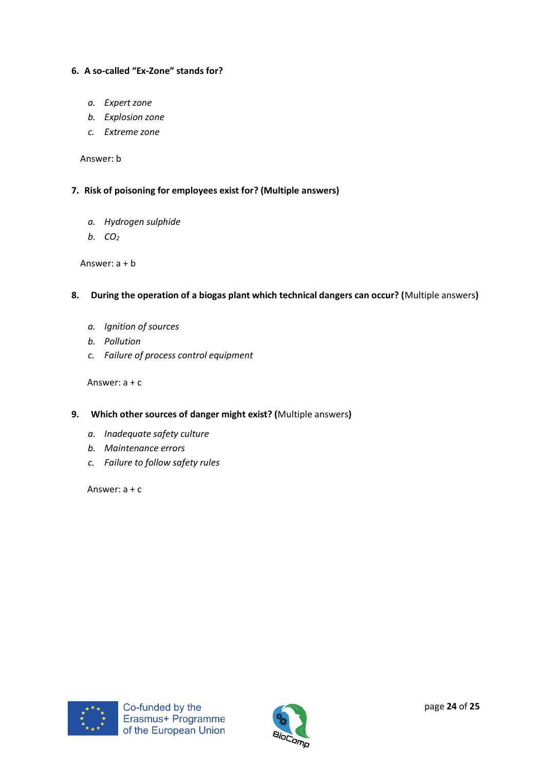**6. A so-called "Ex-Zone" stands for?**

a. *Expert zone*
b. *Explosion zone*
c. *Extreme zone*

Answer: b

**7. Risk of poisoning for employees exist for? (Multiple answers)**

a. *Hydrogen sulphide*
b. *$CO_2$*

Answer: a + b

**8. During the operation of a biogas plant which technical dangers can occur? (**Multiple answers**)**

a. *Ignition of sources*
b. *Pollution*
c. *Failure of process control equipment*

Answer: a + c

**9. Which other sources of danger might exist? (**Multiple answers**)**

a. *Inadequate safety culture*
b. *Maintenance errors*
c. *Failure to follow safety rules*

Answer: a + c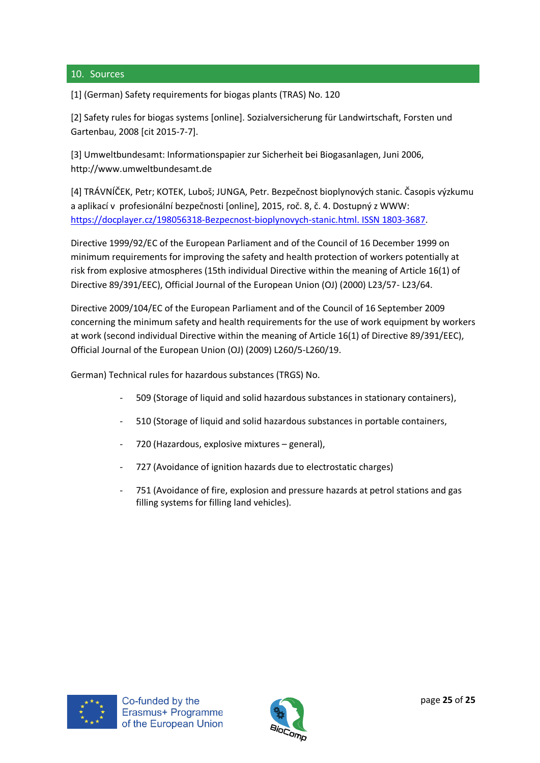## 10. Sources

[1] (German) Safety requirements for biogas plants (TRAS) No. 120

[2] Safety rules for biogas systems [online]. Sozialversicherung für Landwirtschaft, Forsten und Gartenbau, 2008 [cit 2015-7-7].

[3] Umweltbundesamt: Informationspapier zur Sicherheit bei Biogasanlagen, Juni 2006, http://www.umweltbundesamt.de

[4] TRÁVNÍČEK, Petr; KOTEK, Luboš; JUNGA, Petr. Bezpečnost bioplynových stanic. Časopis výzkumu a aplikací v profesionální bezpečnosti [online], 2015, roč. 8, č. 4. Dostupný z WWW: https://docplayer.cz/198056318-Bezpecnost-bioplynovych-stanic.html. ISSN 1803-3687.

Directive 1999/92/EC of the European Parliament and of the Council of 16 December 1999 on minimum requirements for improving the safety and health protection of workers potentially at risk from explosive atmospheres (15th individual Directive within the meaning of Article 16(1) of Directive 89/391/EEC), Official Journal of the European Union (OJ) (2000) L23/57- L23/64.

Directive 2009/104/EC of the European Parliament and of the Council of 16 September 2009 concerning the minimum safety and health requirements for the use of work equipment by workers at work (second individual Directive within the meaning of Article 16(1) of Directive 89/391/EEC), Official Journal of the European Union (OJ) (2009) L260/5-L260/19.

German) Technical rules for hazardous substances (TRGS) No.

- 509 (Storage of liquid and solid hazardous substances in stationary containers),
- 510 (Storage of liquid and solid hazardous substances in portable containers,
- 720 (Hazardous, explosive mixtures – general),
- 727 (Avoidance of ignition hazards due to electrostatic charges)
- 751 (Avoidance of fire, explosion and pressure hazards at petrol stations and gas filling systems for filling land vehicles).

Co-funded by the Erasmus+ Programme of the European Union